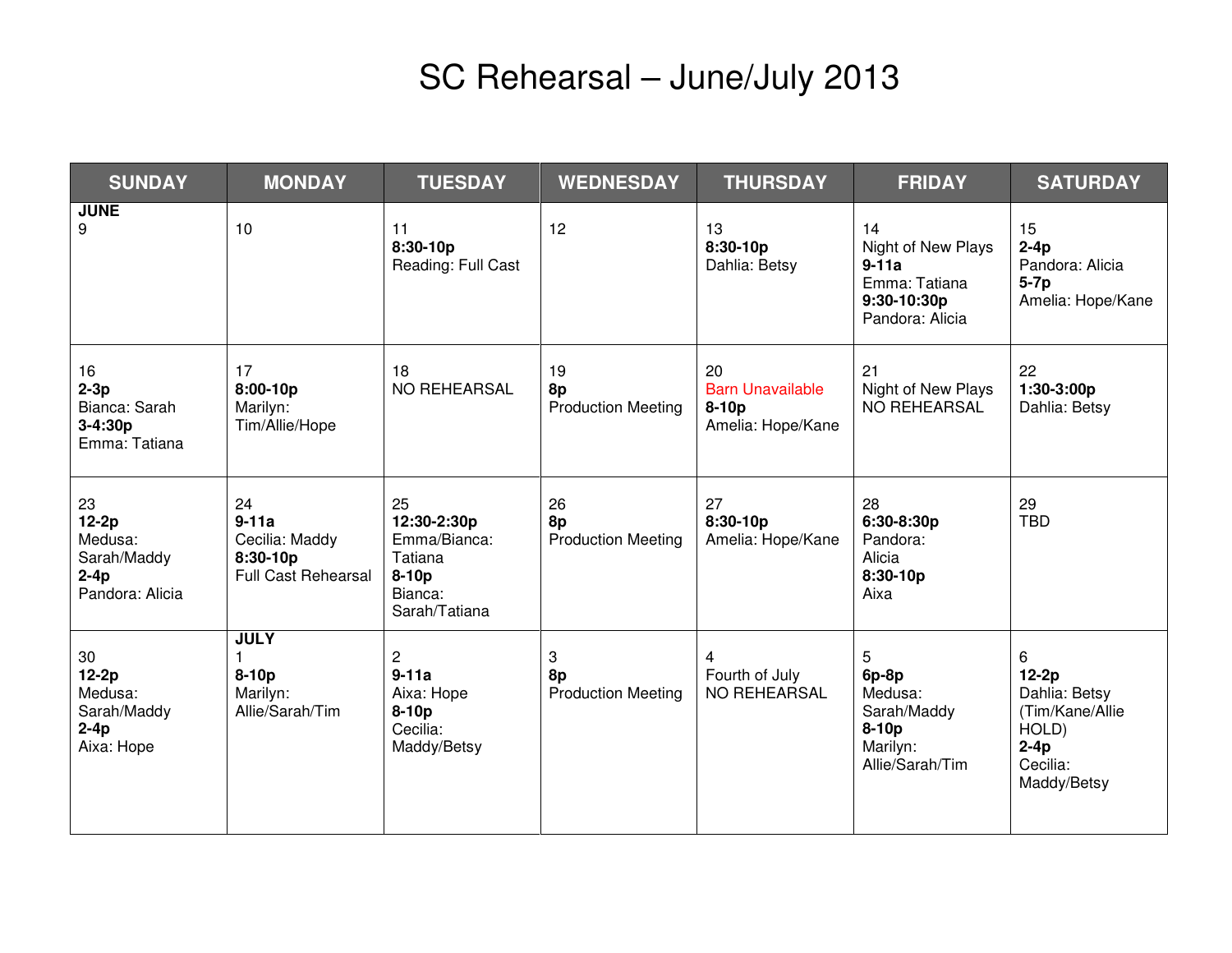# SC Rehearsal – June/July 2013

| SUNDAY | MONDAY | TUESDAY | WEDNESDAY | THURSDAY | FRIDAY | SATURDAY |
|---|---|---|---|---|---|---|
| **JUNE**<br>9 | 10 | 11<br>**8:30-10p**<br>Reading: Full Cast | 12 | 13<br>**8:30-10p**<br>Dahlia: Betsy | 14<br>Night of New Plays<br>**9-11a**<br>Emma: Tatiana<br>**9:30-10:30p**<br>Pandora: Alicia | 15<br>**2-4p**<br>Pandora: Alicia<br>**5-7p**<br>Amelia: Hope/Kane |
| 16<br>**2-3p**<br>Bianca: Sarah<br>**3-4:30p**<br>Emma: Tatiana | 17<br>**8:00-10p**<br>Marilyn: Tim/Allie/Hope | 18<br>NO REHEARSAL | 19<br>**8p**<br>Production Meeting | 20<br>Barn Unavailable<br>**8-10p**<br>Amelia: Hope/Kane | 21<br>Night of New Plays<br>NO REHEARSAL | 22<br>**1:30-3:00p**<br>Dahlia: Betsy |
| 23<br>**12-2p**<br>Medusa: Sarah/Maddy<br>**2-4p**<br>Pandora: Alicia | 24<br>**9-11a**<br>Cecilia: Maddy<br>**8:30-10p**<br>Full Cast Rehearsal | 25<br>**12:30-2:30p**<br>Emma/Bianca: Tatiana<br>**8-10p**<br>Bianca: Sarah/Tatiana | 26<br>**8p**<br>Production Meeting | 27<br>**8:30-10p**<br>Amelia: Hope/Kane | 28<br>**6:30-8:30p**<br>Pandora: Alicia<br>**8:30-10p**<br>Aixa | 29<br>TBD |
| 30<br>**12-2p**<br>Medusa: Sarah/Maddy<br>**2-4p**<br>Aixa: Hope | **JULY**<br>1<br>**8-10p**<br>Marilyn: Allie/Sarah/Tim | 2<br>**9-11a**<br>Aixa: Hope<br>**8-10p**<br>Cecilia: Maddy/Betsy | 3<br>**8p**<br>Production Meeting | 4<br>Fourth of July<br>NO REHEARSAL | 5<br>**6p-8p**<br>Medusa: Sarah/Maddy<br>**8-10p**<br>Marilyn: Allie/Sarah/Tim | 6<br>**12-2p**<br>Dahlia: Betsy (Tim/Kane/Allie HOLD)<br>**2-4p**<br>Cecilia: Maddy/Betsy |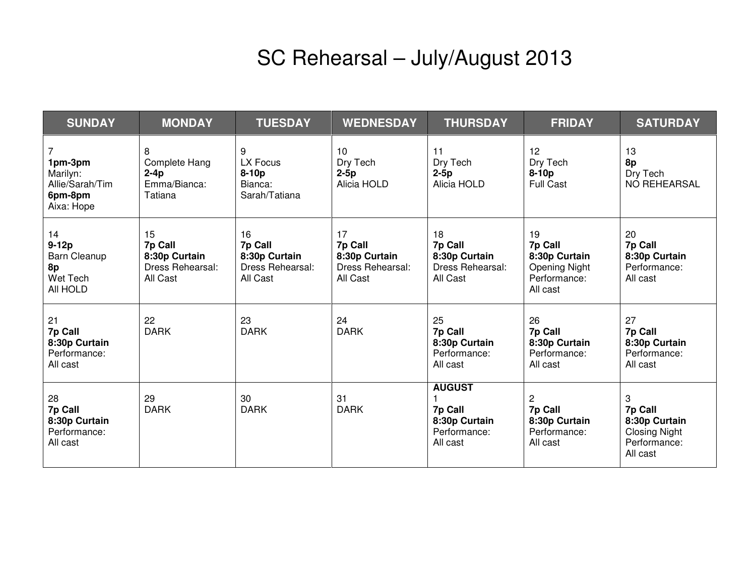# SC Rehearsal – July/August 2013

| SUNDAY | MONDAY | TUESDAY | WEDNESDAY | THURSDAY | FRIDAY | SATURDAY |
|---|---|---|---|---|---|---|
| 7<br>**1pm-3pm**<br>Marilyn: Allie/Sarah/Tim<br>**6pm-8pm**<br>Aixa: Hope | 8<br>Complete Hang<br>**2-4p**<br>Emma/Bianca: Tatiana | 9<br>LX Focus<br>**8-10p**<br>Bianca: Sarah/Tatiana | 10<br>Dry Tech<br>**2-5p**<br>Alicia HOLD | 11<br>Dry Tech<br>**2-5p**<br>Alicia HOLD | 12<br>Dry Tech<br>**8-10p**<br>Full Cast | 13<br>**8p**<br>Dry Tech<br>NO REHEARSAL |
| 14<br>**9-12p**<br>Barn Cleanup<br>**8p**<br>Wet Tech<br>All HOLD | 15<br>**7p Call**<br>**8:30p Curtain**<br>Dress Rehearsal: All Cast | 16<br>**7p Call**<br>**8:30p Curtain**<br>Dress Rehearsal: All Cast | 17<br>**7p Call**<br>**8:30p Curtain**<br>Dress Rehearsal: All Cast | 18<br>**7p Call**<br>**8:30p Curtain**<br>Dress Rehearsal: All Cast | 19<br>**7p Call**<br>**8:30p Curtain**<br>Opening Night Performance: All cast | 20<br>**7p Call**<br>**8:30p Curtain**<br>Performance: All cast |
| 21<br>**7p Call**<br>**8:30p Curtain**<br>Performance: All cast | 22<br>DARK | 23<br>DARK | 24<br>DARK | 25<br>**7p Call**<br>**8:30p Curtain**<br>Performance: All cast | 26<br>**7p Call**<br>**8:30p Curtain**<br>Performance: All cast | 27<br>**7p Call**<br>**8:30p Curtain**<br>Performance: All cast |
| 28<br>**7p Call**<br>**8:30p Curtain**<br>Performance: All cast | 29<br>DARK | 30<br>DARK | 31<br>DARK | **AUGUST**<br>1<br>**7p Call**<br>**8:30p Curtain**<br>Performance: All cast | 2<br>**7p Call**<br>**8:30p Curtain**<br>Performance: All cast | 3<br>**7p Call**<br>**8:30p Curtain**<br>Closing Night Performance: All cast |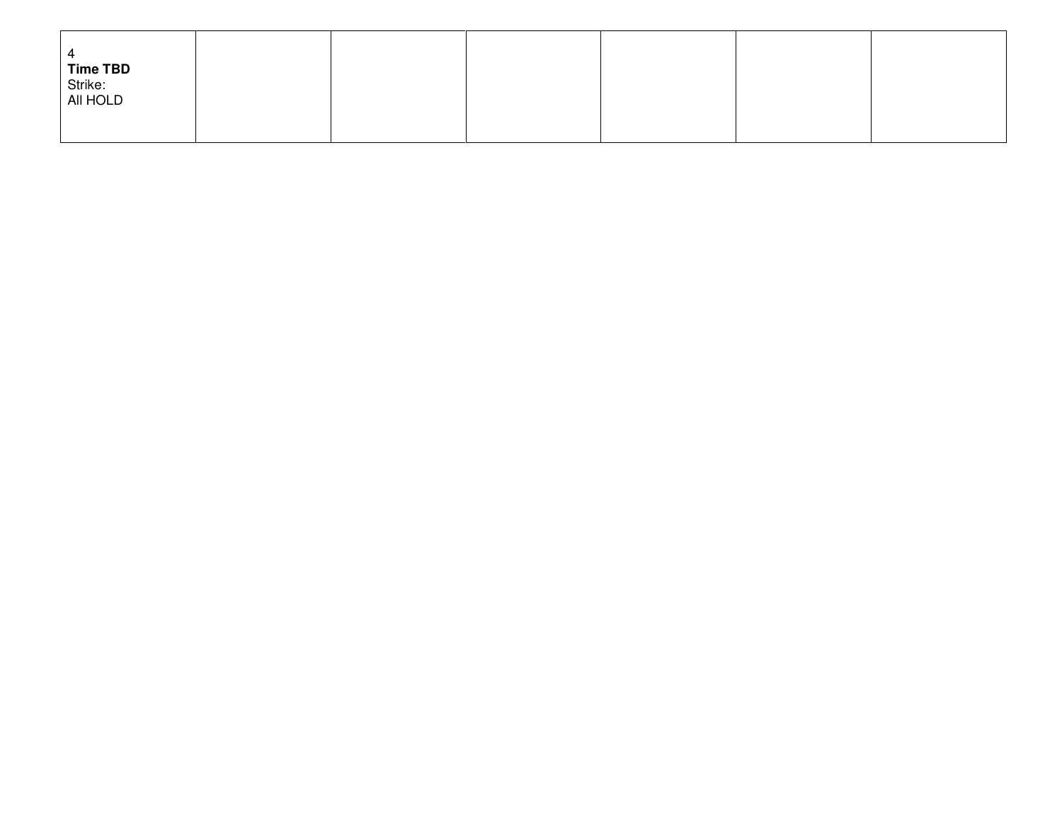| | | | | | | |
|---|---|---|---|---|---|---|
| 4<br>**Time TBD**<br>Strike:<br>All HOLD | | | | | | |